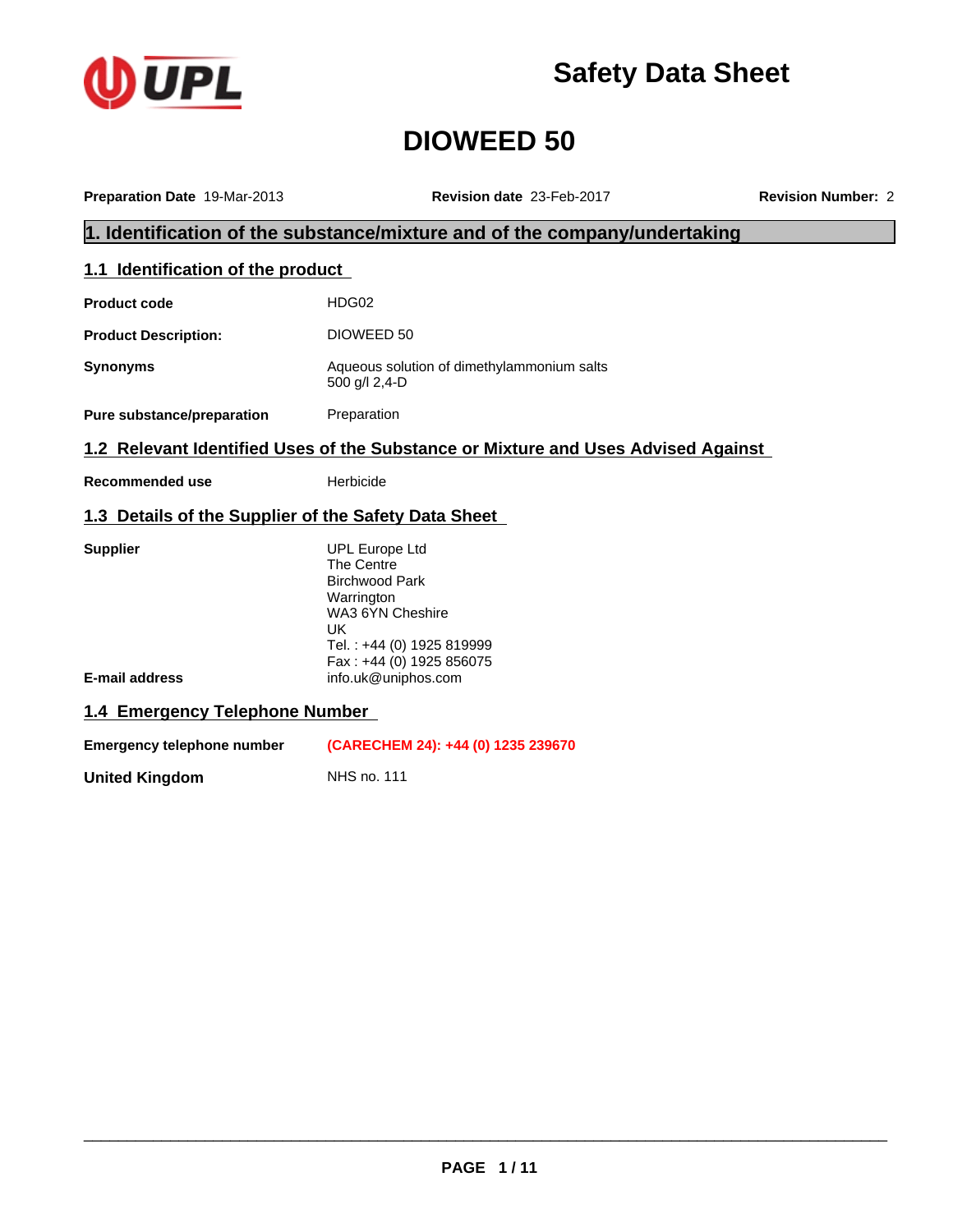# Safety Data Sheet

# DIOWEED 50

**Preparation Date** 19-Mar-2013 **Revision date** 23-Feb-2017 **Revision Number:** 2

## 1. Identification of the substance/mixture and of the company/undertaking

### 1.1 Identification of the product

| | |
|---|---|
| **Product code** | HDG02 |
| **Product Description:** | DIOWEED 50 |
| **Synonyms** | Aqueous solution of dimethylammonium salts<br>500 g/l 2,4-D |
| **Pure substance/preparation** | Preparation |

### 1.2 Relevant Identified Uses of the Substance or Mixture and Uses Advised Against

| | |
|---|---|
| **Recommended use** | Herbicide |

### 1.3 Details of the Supplier of the Safety Data Sheet

| | |
|---|---|
| **Supplier** | UPL Europe Ltd<br>The Centre<br>Birchwood Park<br>Warrington<br>WA3 6YN Cheshire<br>UK<br>Tel. : +44 (0) 1925 819999<br>Fax : +44 (0) 1925 856075 |
| **E-mail address** | info.uk@uniphos.com |

### 1.4 Emergency Telephone Number

| | |
|---|---|
| **Emergency telephone number** | **(CARECHEM 24): +44 (0) 1235 239670** |
| **United Kingdom** | NHS no. 111 |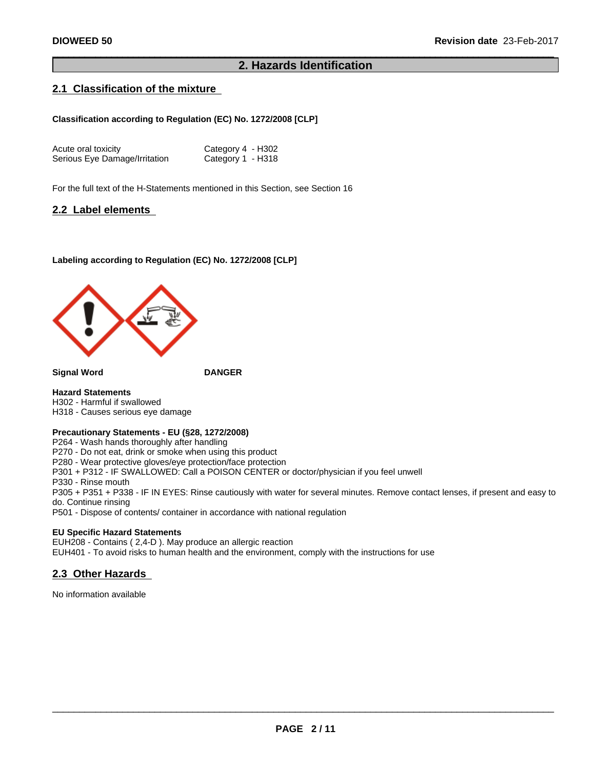## 2. Hazards Identification

### 2.1 Classification of the mixture

**Classification according to Regulation (EC) No. 1272/2008 [CLP]**

| | |
|---|---|
| Acute oral toxicity | Category 4 - H302 |
| Serious Eye Damage/Irritation | Category 1 - H318 |

For the full text of the H-Statements mentioned in this Section, see Section 16

### 2.2 Label elements

**Labeling according to Regulation (EC) No. 1272/2008 [CLP]**

**Signal Word** **DANGER**

**Hazard Statements**
H302 - Harmful if swallowed
H318 - Causes serious eye damage

**Precautionary Statements - EU (§28, 1272/2008)**
P264 - Wash hands thoroughly after handling
P270 - Do not eat, drink or smoke when using this product
P280 - Wear protective gloves/eye protection/face protection
P301 + P312 - IF SWALLOWED: Call a POISON CENTER or doctor/physician if you feel unwell
P330 - Rinse mouth
P305 + P351 + P338 - IF IN EYES: Rinse cautiously with water for several minutes. Remove contact lenses, if present and easy to do. Continue rinsing
P501 - Dispose of contents/ container in accordance with national regulation

**EU Specific Hazard Statements**
EUH208 - Contains ( 2,4-D ). May produce an allergic reaction
EUH401 - To avoid risks to human health and the environment, comply with the instructions for use

### 2.3 Other Hazards

No information available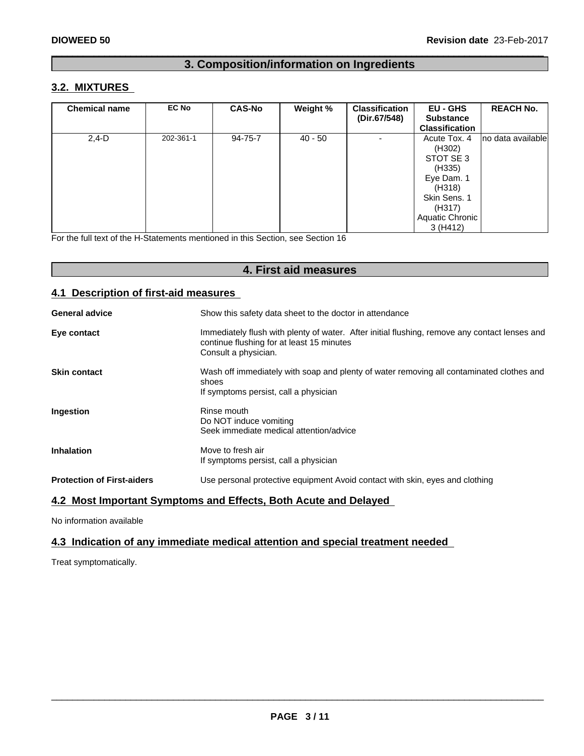## 3. Composition/information on Ingredients

### 3.2. MIXTURES

| Chemical name | EC No | CAS-No | Weight % | Classification (Dir.67/548) | EU - GHS Substance Classification | REACH No. |
|---|---|---|---|---|---|---|
| 2,4-D | 202-361-1 | 94-75-7 | 40 - 50 | - | Acute Tox. 4 (H302) STOT SE 3 (H335) Eye Dam. 1 (H318) Skin Sens. 1 (H317) Aquatic Chronic 3 (H412) | no data available |

For the full text of the H-Statements mentioned in this Section, see Section 16

## 4. First aid measures

### 4.1 Description of first-aid measures

**General advice**
Show this safety data sheet to the doctor in attendance

**Eye contact**
Immediately flush with plenty of water. After initial flushing, remove any contact lenses and continue flushing for at least 15 minutes
Consult a physician.

**Skin contact**
Wash off immediately with soap and plenty of water removing all contaminated clothes and shoes
If symptoms persist, call a physician

**Ingestion**
Rinse mouth
Do NOT induce vomiting
Seek immediate medical attention/advice

**Inhalation**
Move to fresh air
If symptoms persist, call a physician

**Protection of First-aiders**
Use personal protective equipment Avoid contact with skin, eyes and clothing

### 4.2 Most Important Symptoms and Effects, Both Acute and Delayed

No information available

### 4.3 Indication of any immediate medical attention and special treatment needed

Treat symptomatically.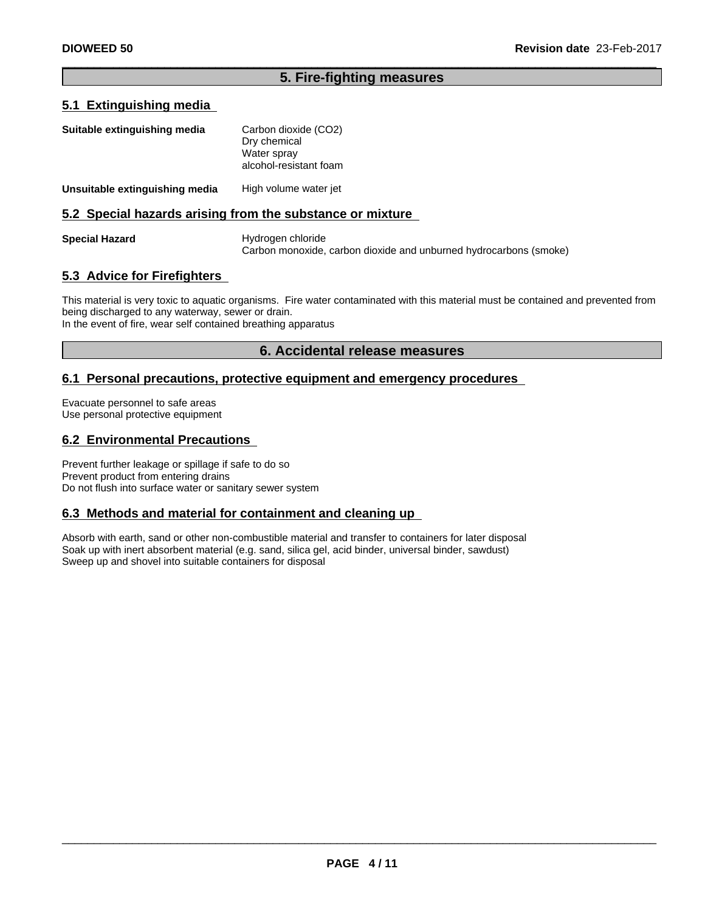## 5. Fire-fighting measures

### 5.1 Extinguishing media

**Suitable extinguishing media**
Carbon dioxide ($CO_2$)
Dry chemical
Water spray
alcohol-resistant foam

**Unsuitable extinguishing media**
High volume water jet

### 5.2 Special hazards arising from the substance or mixture

**Special Hazard**
Hydrogen chloride
Carbon monoxide, carbon dioxide and unburned hydrocarbons (smoke)

### 5.3 Advice for Firefighters

This material is very toxic to aquatic organisms. Fire water contaminated with this material must be contained and prevented from being discharged to any waterway, sewer or drain.
In the event of fire, wear self contained breathing apparatus

## 6. Accidental release measures

### 6.1 Personal precautions, protective equipment and emergency procedures

Evacuate personnel to safe areas
Use personal protective equipment

### 6.2 Environmental Precautions

Prevent further leakage or spillage if safe to do so
Prevent product from entering drains
Do not flush into surface water or sanitary sewer system

### 6.3 Methods and material for containment and cleaning up

Absorb with earth, sand or other non-combustible material and transfer to containers for later disposal
Soak up with inert absorbent material (e.g. sand, silica gel, acid binder, universal binder, sawdust)
Sweep up and shovel into suitable containers for disposal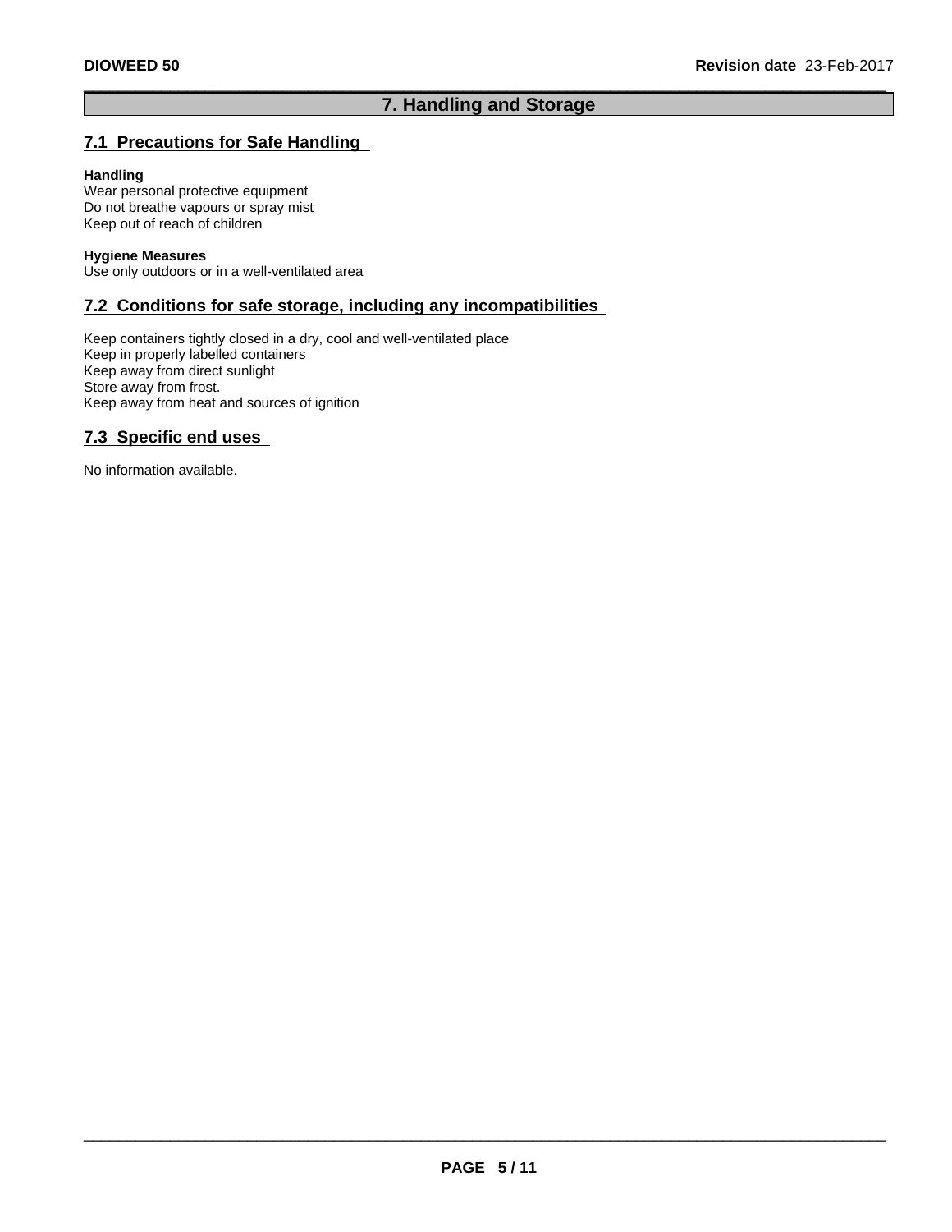# 7. Handling and Storage

## 7.1 Precautions for Safe Handling

**Handling**
Wear personal protective equipment
Do not breathe vapours or spray mist
Keep out of reach of children

**Hygiene Measures**
Use only outdoors or in a well-ventilated area

## 7.2 Conditions for safe storage, including any incompatibilities

Keep containers tightly closed in a dry, cool and well-ventilated place
Keep in properly labelled containers
Keep away from direct sunlight
Store away from frost.
Keep away from heat and sources of ignition

## 7.3 Specific end uses

No information available.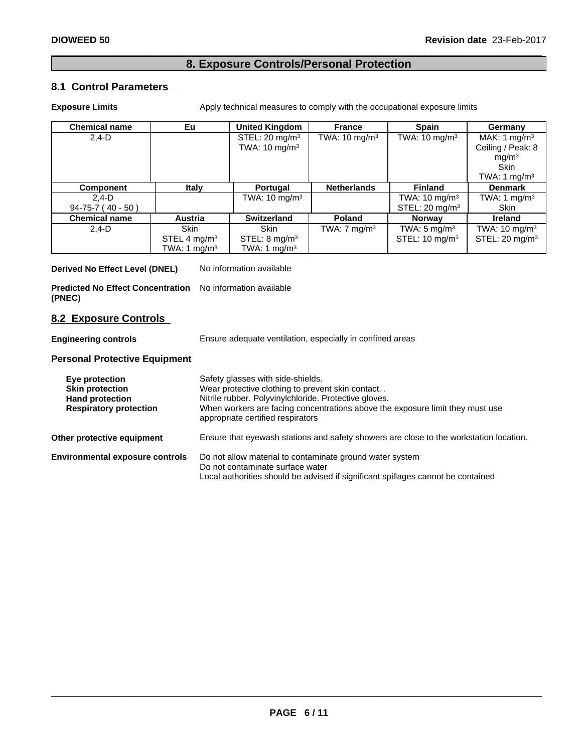## 8. Exposure Controls/Personal Protection

### 8.1 Control Parameters

**Exposure Limits** Apply technical measures to comply with the occupational exposure limits

| Chemical name | Eu | United Kingdom | France | Spain | Germany |
|---|---|---|---|---|---|
| 2,4-D | | STEL: 20 mg/m³<br>TWA: 10 mg/m³ | TWA: 10 mg/m³ | TWA: 10 mg/m³ | MAK: 1 mg/m³<br>Ceiling / Peak: 8 mg/m³<br>Skin<br>TWA: 1 mg/m³ |
| **Component** | **Italy** | **Portugal** | **Netherlands** | **Finland** | **Denmark** |
| 2,4-D<br>94-75-7 ( 40 - 50 ) | | TWA: 10 mg/m³ | | TWA: 10 mg/m³<br>STEL: 20 mg/m³ | TWA: 1 mg/m³<br>Skin |
| **Chemical name** | **Austria** | **Switzerland** | **Poland** | **Norway** | **Ireland** |
| 2,4-D | Skin<br>STEL 4 mg/m³<br>TWA: 1 mg/m³ | Skin<br>STEL: 8 mg/m³<br>TWA: 1 mg/m³ | TWA: 7 mg/m³ | TWA: 5 mg/m³<br>STEL: 10 mg/m³ | TWA: 10 mg/m³<br>STEL: 20 mg/m³ |

**Derived No Effect Level (DNEL)** No information available

**Predicted No Effect Concentration (PNEC)** No information available

### 8.2 Exposure Controls

**Engineering controls** Ensure adequate ventilation, especially in confined areas

**Personal Protective Equipment**

**Eye protection** Safety glasses with side-shields.
**Skin protection** Wear protective clothing to prevent skin contact. .
**Hand protection** Nitrile rubber. Polyvinylchloride. Protective gloves.
**Respiratory protection** When workers are facing concentrations above the exposure limit they must use appropriate certified respirators

**Other protective equipment** Ensure that eyewash stations and safety showers are close to the workstation location.

**Environmental exposure controls** Do not allow material to contaminate ground water system
Do not contaminate surface water
Local authorities should be advised if significant spillages cannot be contained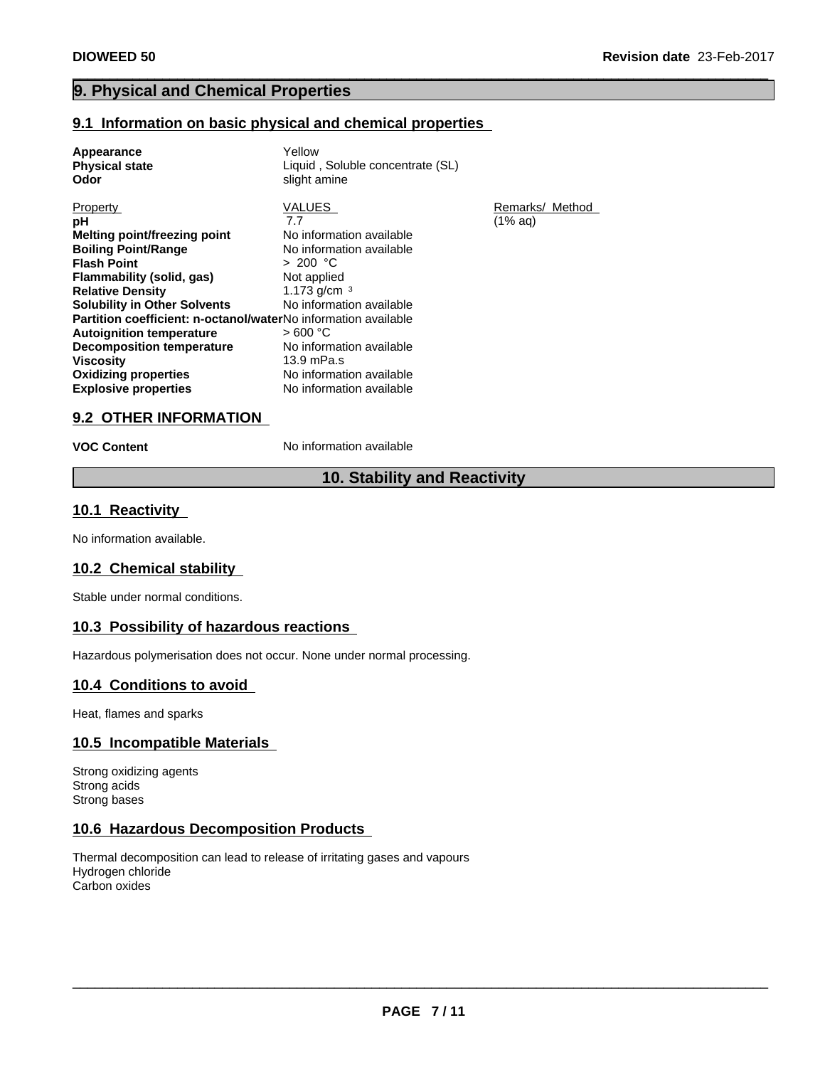## 9. Physical and Chemical Properties

### 9.1 Information on basic physical and chemical properties

**Appearance** Yellow
**Physical state** Liquid , Soluble concentrate (SL)
**Odor** slight amine

| Property | VALUES | Remarks/ Method |
|---|---|---|
| **pH** | 7.7 | (1% aq) |
| **Melting point/freezing point** | No information available | |
| **Boiling Point/Range** | No information available | |
| **Flash Point** | > 200 °C | |
| **Flammability (solid, gas)** | Not applied | |
| **Relative Density** | 1.173 g/cm $^3$ | |
| **Solubility in Other Solvents** | No information available | |
| **Partition coefficient: n-octanol/water** | No information available | |
| **Autoignition temperature** | > 600 °C | |
| **Decomposition temperature** | No information available | |
| **Viscosity** | 13.9 mPa.s | |
| **Oxidizing properties** | No information available | |
| **Explosive properties** | No information available | |

### 9.2 OTHER INFORMATION

**VOC Content** No information available

## 10. Stability and Reactivity

### 10.1 Reactivity

No information available.

### 10.2 Chemical stability

Stable under normal conditions.

### 10.3 Possibility of hazardous reactions

Hazardous polymerisation does not occur. None under normal processing.

### 10.4 Conditions to avoid

Heat, flames and sparks

### 10.5 Incompatible Materials

Strong oxidizing agents
Strong acids
Strong bases

### 10.6 Hazardous Decomposition Products

Thermal decomposition can lead to release of irritating gases and vapours
Hydrogen chloride
Carbon oxides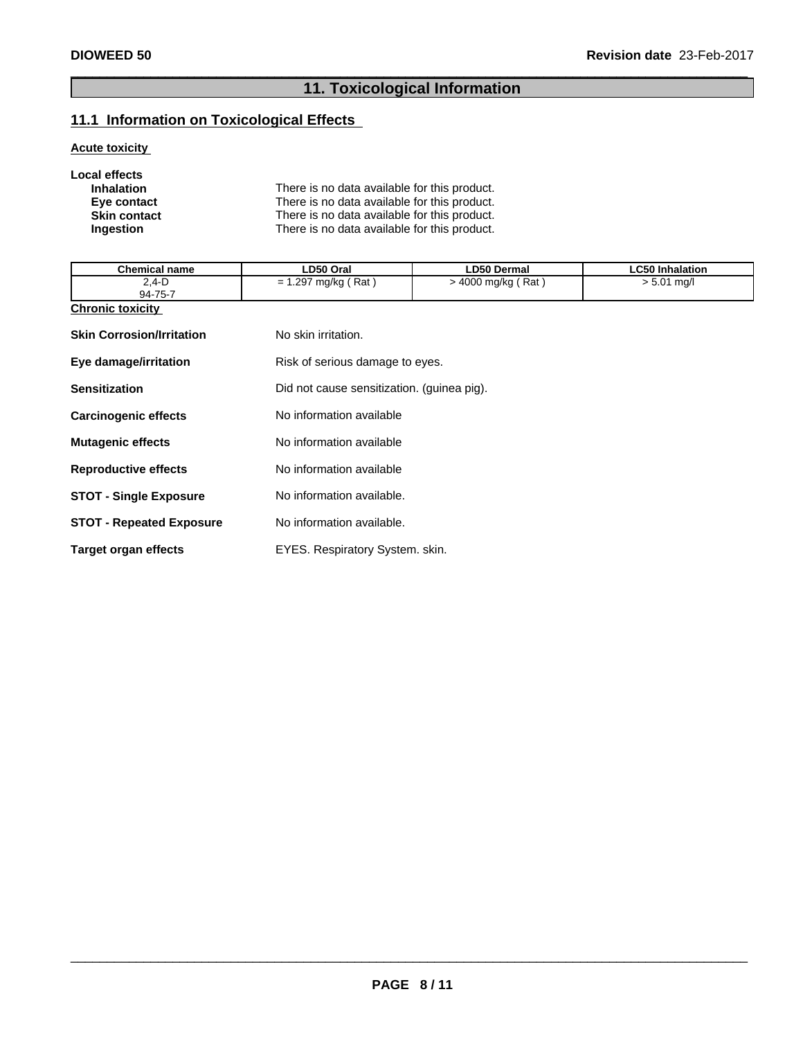## 11. Toxicological Information

### 11.1 Information on Toxicological Effects

**Acute toxicity**

**Local effects**

| | |
|---|---|
| **Inhalation** | There is no data available for this product. |
| **Eye contact** | There is no data available for this product. |
| **Skin contact** | There is no data available for this product. |
| **Ingestion** | There is no data available for this product. |

| Chemical name | LD50 Oral | LD50 Dermal | LC50 Inhalation |
|---|---|---|---|
| 2,4-D<br>94-75-7 | = 1.297 mg/kg ( Rat ) | > 4000 mg/kg ( Rat ) | > 5.01 mg/l |

**Chronic toxicity**

| | |
|---|---|
| **Skin Corrosion/Irritation** | No skin irritation. |
| **Eye damage/irritation** | Risk of serious damage to eyes. |
| **Sensitization** | Did not cause sensitization. (guinea pig). |
| **Carcinogenic effects** | No information available |
| **Mutagenic effects** | No information available |
| **Reproductive effects** | No information available |
| **STOT - Single Exposure** | No information available. |
| **STOT - Repeated Exposure** | No information available. |
| **Target organ effects** | EYES. Respiratory System. skin. |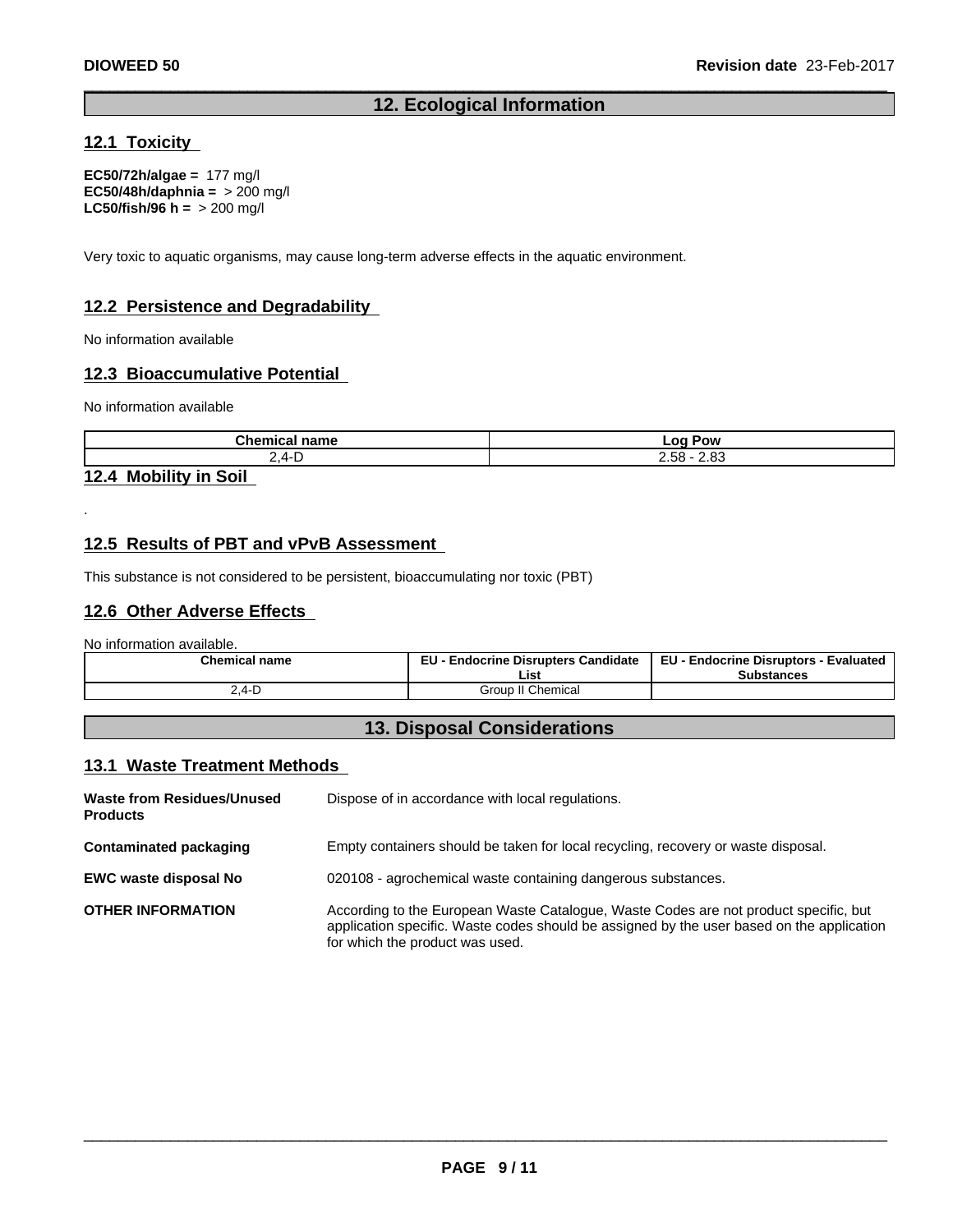## 12. Ecological Information

### 12.1 Toxicity

**EC50/72h/algae =** 177 mg/l
**EC50/48h/daphnia =** > 200 mg/l
**LC50/fish/96 h =** > 200 mg/l

Very toxic to aquatic organisms, may cause long-term adverse effects in the aquatic environment.

### 12.2 Persistence and Degradability

No information available

### 12.3 Bioaccumulative Potential

No information available

| Chemical name | Log Pow |
|---|---|
| 2,4-D | 2.58 - 2.83 |

### 12.4 Mobility in Soil

.

### 12.5 Results of PBT and vPvB Assessment

This substance is not considered to be persistent, bioaccumulating nor toxic (PBT)

### 12.6 Other Adverse Effects

No information available.

| Chemical name | EU - Endocrine Disrupters Candidate List | EU - Endocrine Disruptors - Evaluated Substances |
|---|---|---|
| 2,4-D | Group II Chemical | |

## 13. Disposal Considerations

### 13.1 Waste Treatment Methods

**Waste from Residues/Unused Products** Dispose of in accordance with local regulations.

**Contaminated packaging** Empty containers should be taken for local recycling, recovery or waste disposal.

**EWC waste disposal No** 020108 - agrochemical waste containing dangerous substances.

**OTHER INFORMATION** According to the European Waste Catalogue, Waste Codes are not product specific, but application specific. Waste codes should be assigned by the user based on the application for which the product was used.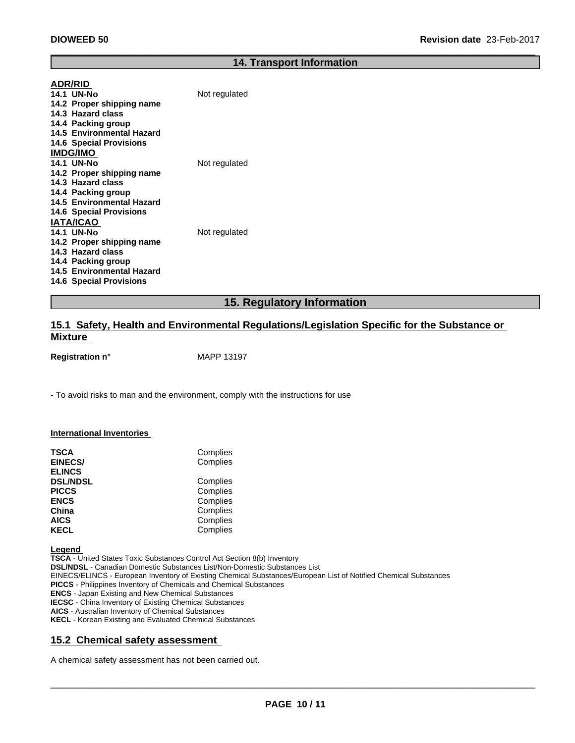## 14. Transport Information

**ADR/RID**

| | |
|---|---|
| **14.1 UN-No** | Not regulated |
| **14.2 Proper shipping name** | |
| **14.3 Hazard class** | |
| **14.4 Packing group** | |
| **14.5 Environmental Hazard** | |
| **14.6 Special Provisions** | |

**IMDG/IMO**

| | |
|---|---|
| **14.1 UN-No** | Not regulated |
| **14.2 Proper shipping name** | |
| **14.3 Hazard class** | |
| **14.4 Packing group** | |
| **14.5 Environmental Hazard** | |
| **14.6 Special Provisions** | |

**IATA/ICAO**

| | |
|---|---|
| **14.1 UN-No** | Not regulated |
| **14.2 Proper shipping name** | |
| **14.3 Hazard class** | |
| **14.4 Packing group** | |
| **14.5 Environmental Hazard** | |
| **14.6 Special Provisions** | |

## 15. Regulatory Information

### 15.1 Safety, Health and Environmental Regulations/Legislation Specific for the Substance or Mixture

**Registration n°** MAPP 13197

- To avoid risks to man and the environment, comply with the instructions for use

**International Inventories**

| | |
|---|---|
| **TSCA** | Complies |
| **EINECS/ ELINCS** | Complies |
| **DSL/NDSL** | Complies |
| **PICCS** | Complies |
| **ENCS** | Complies |
| **China** | Complies |
| **AICS** | Complies |
| **KECL** | Complies |

**Legend**

**TSCA** - United States Toxic Substances Control Act Section 8(b) Inventory
**DSL/NDSL** - Canadian Domestic Substances List/Non-Domestic Substances List
EINECS/ELINCS - European Inventory of Existing Chemical Substances/European List of Notified Chemical Substances
**PICCS** - Philippines Inventory of Chemicals and Chemical Substances
**ENCS** - Japan Existing and New Chemical Substances
**IECSC** - China Inventory of Existing Chemical Substances
**AICS** - Australian Inventory of Chemical Substances
**KECL** - Korean Existing and Evaluated Chemical Substances

### 15.2 Chemical safety assessment

A chemical safety assessment has not been carried out.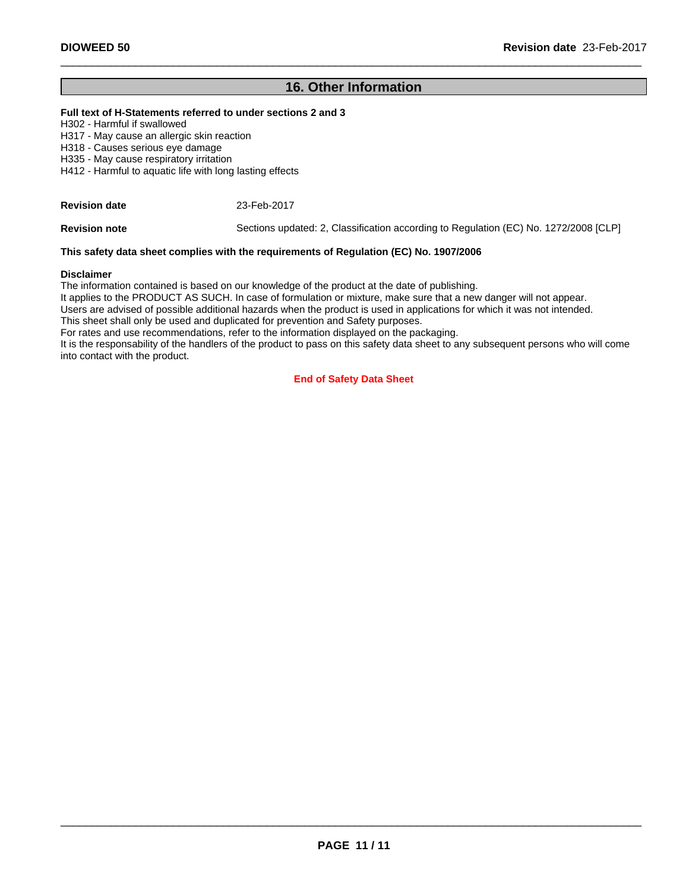## 16. Other Information

**Full text of H-Statements referred to under sections 2 and 3**

H302 - Harmful if swallowed
H317 - May cause an allergic skin reaction
H318 - Causes serious eye damage
H335 - May cause respiratory irritation
H412 - Harmful to aquatic life with long lasting effects

| | |
|---|---|
| **Revision date** | 23-Feb-2017 |
| **Revision note** | Sections updated: 2, Classification according to Regulation (EC) No. 1272/2008 [CLP] |

**This safety data sheet complies with the requirements of Regulation (EC) No. 1907/2006**

**Disclaimer**

The information contained is based on our knowledge of the product at the date of publishing.
It applies to the PRODUCT AS SUCH. In case of formulation or mixture, make sure that a new danger will not appear.
Users are advised of possible additional hazards when the product is used in applications for which it was not intended.
This sheet shall only be used and duplicated for prevention and Safety purposes.
For rates and use recommendations, refer to the information displayed on the packaging.
It is the responsability of the handlers of the product to pass on this safety data sheet to any subsequent persons who will come into contact with the product.

**End of Safety Data Sheet**